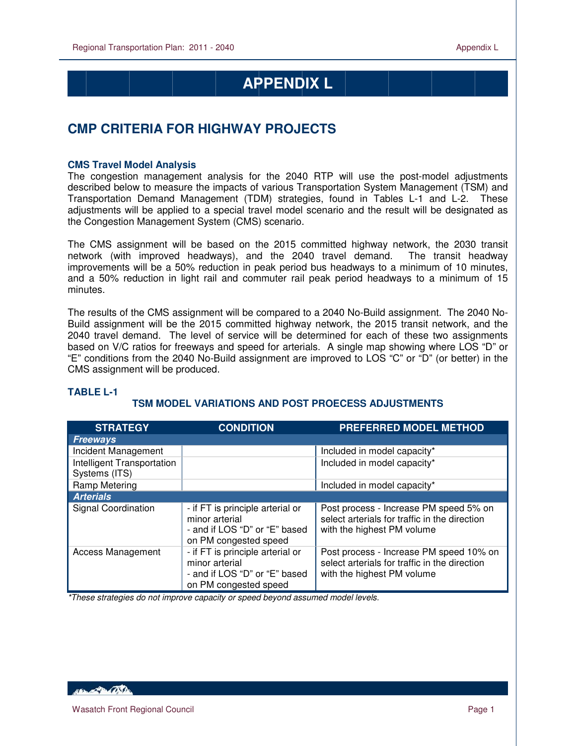# APPENDIX L

## CMP CRITERIA FOR HIGHWAY PROJECTS

### CMS Travel Model Analysis

The congestion management analysis for the 2040 RTP will use the post-model adjustments described below to measure the impacts of various Transportation System Management (TSM) and Transportation Demand Management (TDM) strategies, found in Tables L-1 and L-2. These adjustments will be applied to a special travel model scenario and the result will be designated as the Congestion Management System (CMS) scenario.

The CMS assignment will be based on the 2015 committed highway network, the 2030 transit network (with improved headways), and the 2040 travel demand. The transit headway improvements will be a 50% reduction in peak period bus headways to a minimum of 10 minutes, and a 50% reduction in light rail and commuter rail peak period headways to a minimum of 15 minutes.

The results of the CMS assignment will be compared to a 2040 No-Build assignment. The 2040 No-Build assignment will be the 2015 committed highway network, the 2015 transit network, and the 2040 travel demand. The level of service will be determined for each of these two assignments based on V/C ratios for freeways and speed for arterials. A single map showing where LOS "D" or "E" conditions from the 2040 No-Build assignment are improved to LOS "C" or "D" (or better) in the CMS assignment will be produced.

**TABLE L-1**

**TSM MODEL VARIATIONS AND POST PROECESS ADJUSTMENTS**

| STRATEGY | CONDITION | PREFERRED MODEL METHOD |
|---|---|---|
| ***Freeways*** | | |
| Incident Management | | Included in model capacity* |
| Intelligent Transportation Systems (ITS) | | Included in model capacity* |
| Ramp Metering | | Included in model capacity* |
| ***Arterials*** | | |
| Signal Coordination | - if FT is principle arterial or minor arterial<br>- and if LOS "D" or "E" based on PM congested speed | Post process - Increase PM speed 5% on select arterials for traffic in the direction with the highest PM volume |
| Access Management | - if FT is principle arterial or minor arterial<br>- and if LOS "D" or "E" based on PM congested speed | Post process - Increase PM speed 10% on select arterials for traffic in the direction with the highest PM volume |

*These strategies do not improve capacity or speed beyond assumed model levels.*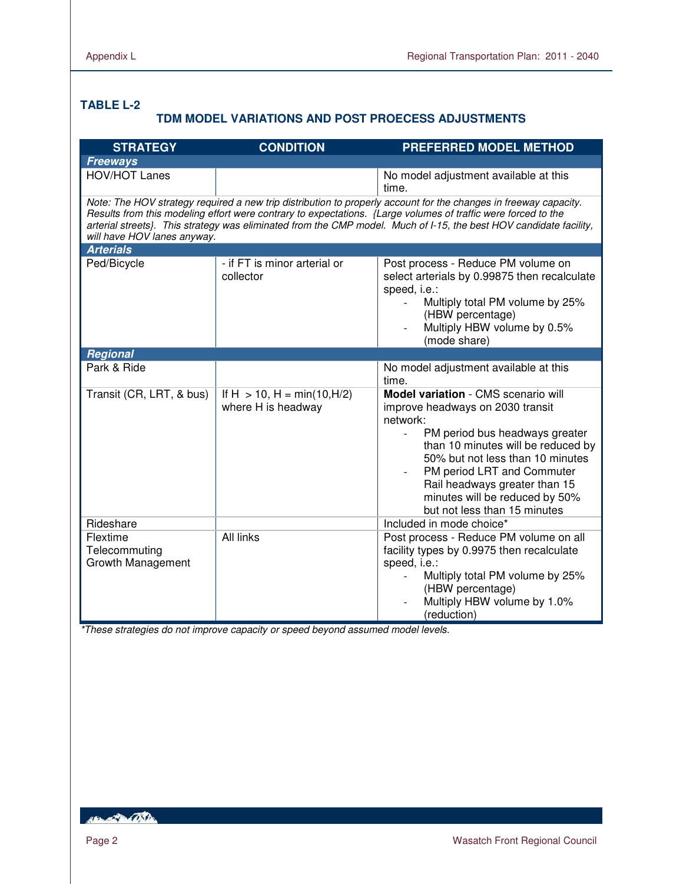**TABLE L-2**

## TDM MODEL VARIATIONS AND POST PROECESS ADJUSTMENTS

| STRATEGY | CONDITION | PREFERRED MODEL METHOD |
|---|---|---|
| ***Freeways*** | | |
| HOV/HOT Lanes | | No model adjustment available at this time. |
| *Note: The HOV strategy required a new trip distribution to properly account for the changes in freeway capacity. Results from this modeling effort were contrary to expectations. {Large volumes of traffic were forced to the arterial streets}. This strategy was eliminated from the CMP model. Much of I-15, the best HOV candidate facility, will have HOV lanes anyway.* | | |
| ***Arterials*** | | |
| Ped/Bicycle | - if FT is minor arterial or collector | Post process - Reduce PM volume on select arterials by 0.99875 then recalculate speed, i.e.: <br> - Multiply total PM volume by 25% (HBW percentage) <br> - Multiply HBW volume by 0.5% (mode share) |
| ***Regional*** | | |
| Park & Ride | | No model adjustment available at this time. |
| Transit (CR, LRT, & bus) | If H > 10, H = min(10,H/2) where H is headway | **Model variation** - CMS scenario will improve headways on 2030 transit network: <br> - PM period bus headways greater than 10 minutes will be reduced by 50% but not less than 10 minutes <br> - PM period LRT and Commuter Rail headways greater than 15 minutes will be reduced by 50% but not less than 15 minutes |
| Rideshare | | Included in mode choice* |
| Flextime <br> Telecommuting <br> Growth Management | All links | Post process - Reduce PM volume on all facility types by 0.9975 then recalculate speed, i.e.: <br> - Multiply total PM volume by 25% (HBW percentage) <br> - Multiply HBW volume by 1.0% (reduction) |

*These strategies do not improve capacity or speed beyond assumed model levels.